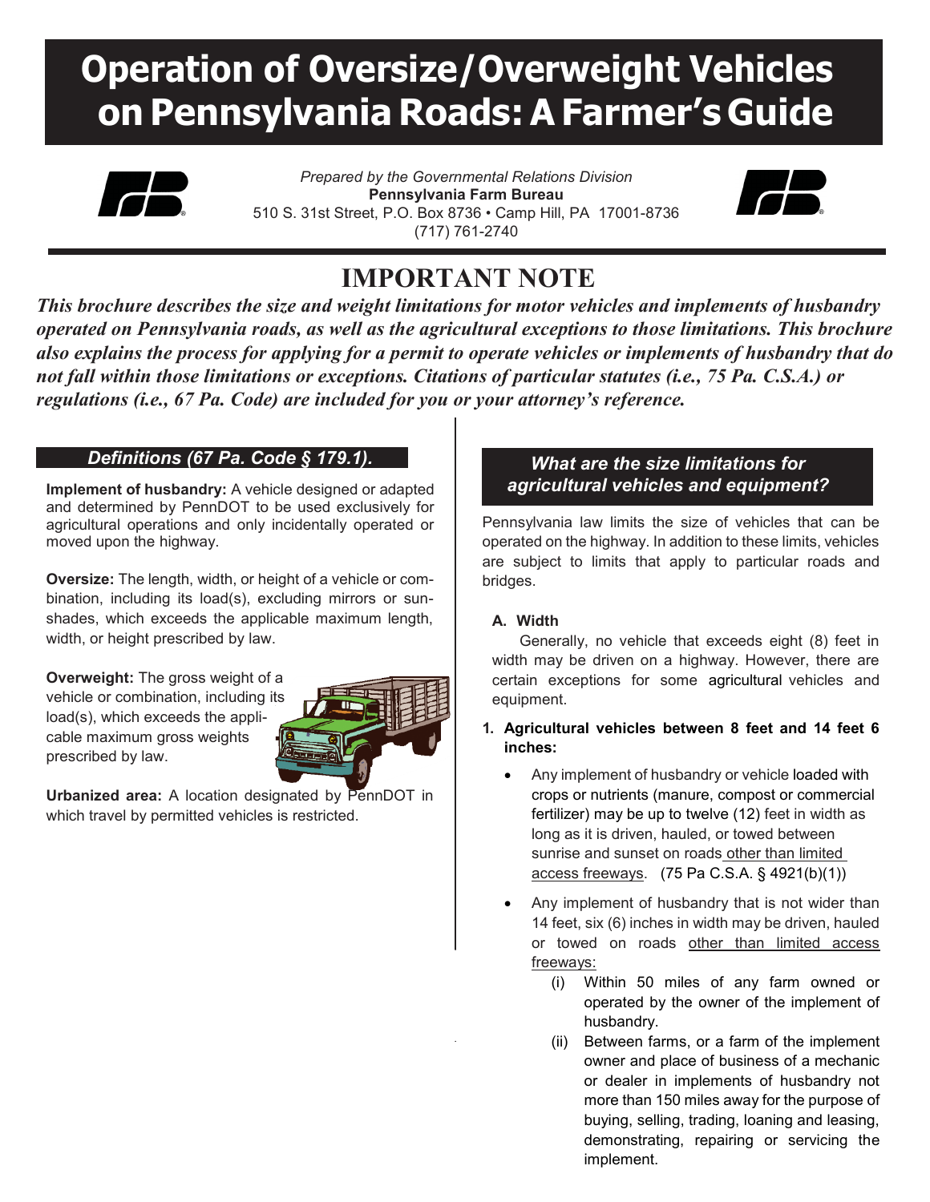# Operation of Oversize/Overweight Vehicles on Pennsylvania Roads: A Farmer's Guide

*Prepared by the Governmental Relations Division*
**Pennsylvania Farm Bureau**
510 S. 31st Street, P.O. Box 8736 • Camp Hill, PA 17001-8736
(717) 761-2740

## IMPORTANT NOTE

***This brochure describes the size and weight limitations for motor vehicles and implements of husbandry operated on Pennsylvania roads, as well as the agricultural exceptions to those limitations. This brochure also explains the process for applying for a permit to operate vehicles or implements of husbandry that do not fall within those limitations or exceptions. Citations of particular statutes (i.e., 75 Pa. C.S.A.) or regulations (i.e., 67 Pa. Code) are included for you or your attorney's reference.***

### *Definitions (67 Pa. Code § 179.1).*

**Implement of husbandry:** A vehicle designed or adapted and determined by PennDOT to be used exclusively for agricultural operations and only incidentally operated or moved upon the highway.

**Oversize:** The length, width, or height of a vehicle or combination, including its load(s), excluding mirrors or sunshades, which exceeds the applicable maximum length, width, or height prescribed by law.

**Overweight:** The gross weight of a vehicle or combination, including its load(s), which exceeds the applicable maximum gross weights prescribed by law.

**Urbanized area:** A location designated by PennDOT in which travel by permitted vehicles is restricted.

### *What are the size limitations for agricultural vehicles and equipment?*

Pennsylvania law limits the size of vehicles that can be operated on the highway. In addition to these limits, vehicles are subject to limits that apply to particular roads and bridges.

**A. Width**

Generally, no vehicle that exceeds eight (8) feet in width may be driven on a highway. However, there are certain exceptions for some agricultural vehicles and equipment.

**1. Agricultural vehicles between 8 feet and 14 feet 6 inches:**

- Any implement of husbandry or vehicle loaded with crops or nutrients (manure, compost or commercial fertilizer) may be up to twelve (12) feet in width as long as it is driven, hauled, or towed between sunrise and sunset on roads other than limited access freeways. (75 Pa C.S.A. § 4921(b)(1))
- Any implement of husbandry that is not wider than 14 feet, six (6) inches in width may be driven, hauled or towed on roads other than limited access freeways:
  - (i) Within 50 miles of any farm owned or operated by the owner of the implement of husbandry.
  - (ii) Between farms, or a farm of the implement owner and place of business of a mechanic or dealer in implements of husbandry not more than 150 miles away for the purpose of buying, selling, trading, loaning and leasing, demonstrating, repairing or servicing the implement.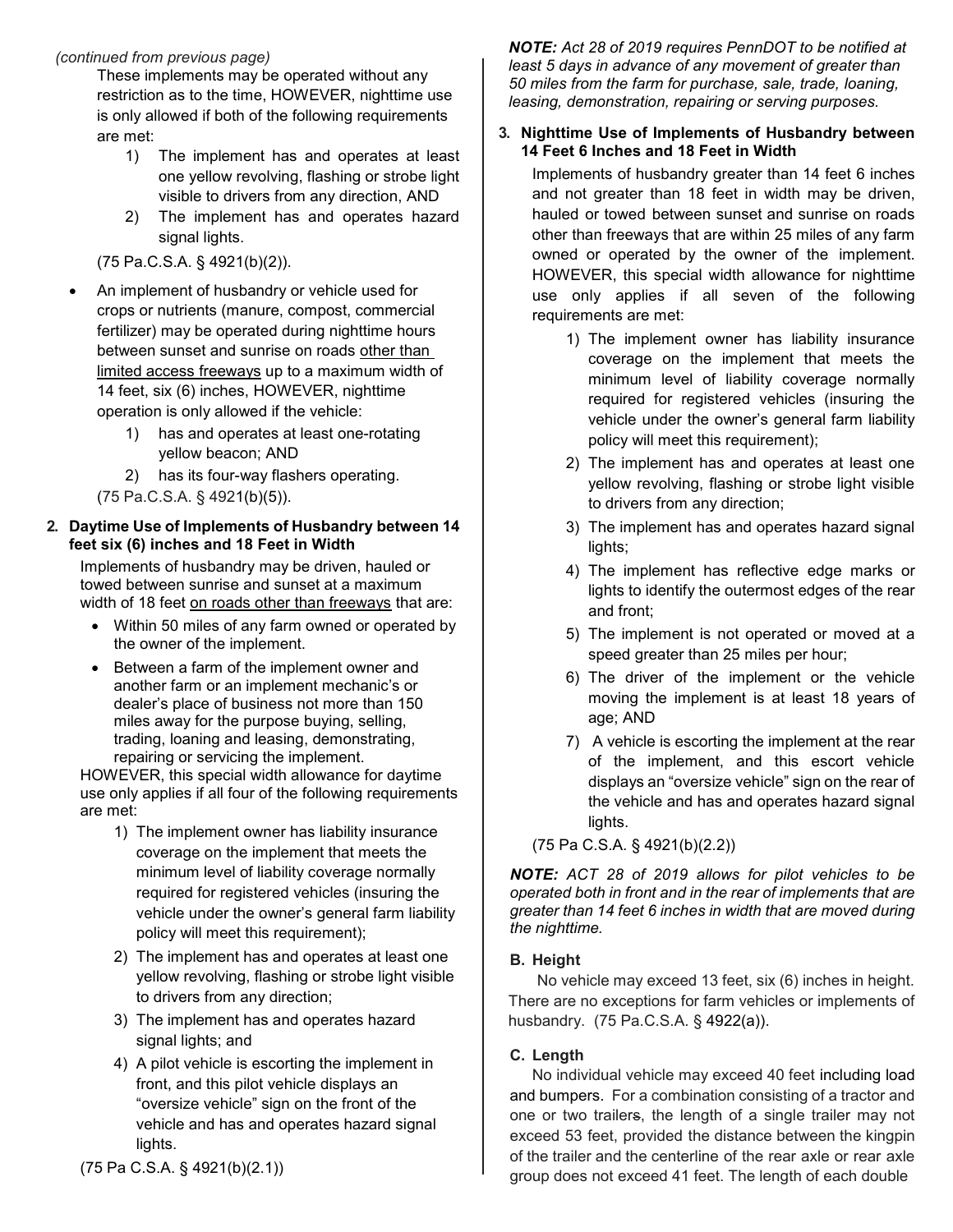*(continued from previous page)*

These implements may be operated without any restriction as to the time, HOWEVER, nighttime use is only allowed if both of the following requirements are met:

1) The implement has and operates at least one yellow revolving, flashing or strobe light visible to drivers from any direction, AND
2) The implement has and operates hazard signal lights.

(75 Pa.C.S.A. § 4921(b)(2)).

- An implement of husbandry or vehicle used for crops or nutrients (manure, compost, commercial fertilizer) may be operated during nighttime hours between sunset and sunrise on roads <u>other than limited access freeways</u> up to a maximum width of 14 feet, six (6) inches, HOWEVER, nighttime operation is only allowed if the vehicle:
  1) has and operates at least one-rotating yellow beacon; AND
  2) has its four-way flashers operating.

  (75 Pa.C.S.A. § 4921(b)(5)).

**2. Daytime Use of Implements of Husbandry between 14 feet six (6) inches and 18 Feet in Width**

Implements of husbandry may be driven, hauled or towed between sunrise and sunset at a maximum width of 18 feet <u>on roads other than freeways</u> that are:

- Within 50 miles of any farm owned or operated by the owner of the implement.
- Between a farm of the implement owner and another farm or an implement mechanic's or dealer's place of business not more than 150 miles away for the purpose buying, selling, trading, loaning and leasing, demonstrating, repairing or servicing the implement.

HOWEVER, this special width allowance for daytime use only applies if all four of the following requirements are met:

1) The implement owner has liability insurance coverage on the implement that meets the minimum level of liability coverage normally required for registered vehicles (insuring the vehicle under the owner's general farm liability policy will meet this requirement);
2) The implement has and operates at least one yellow revolving, flashing or strobe light visible to drivers from any direction;
3) The implement has and operates hazard signal lights; and
4) A pilot vehicle is escorting the implement in front, and this pilot vehicle displays an "oversize vehicle" sign on the front of the vehicle and has and operates hazard signal lights.

(75 Pa C.S.A. § 4921(b)(2.1))

***NOTE:** Act 28 of 2019 requires PennDOT to be notified at least 5 days in advance of any movement of greater than 50 miles from the farm for purchase, sale, trade, loaning, leasing, demonstration, repairing or serving purposes.*

**3. Nighttime Use of Implements of Husbandry between 14 Feet 6 Inches and 18 Feet in Width**

Implements of husbandry greater than 14 feet 6 inches and not greater than 18 feet in width may be driven, hauled or towed between sunset and sunrise on roads other than freeways that are within 25 miles of any farm owned or operated by the owner of the implement. HOWEVER, this special width allowance for nighttime use only applies if all seven of the following requirements are met:

1) The implement owner has liability insurance coverage on the implement that meets the minimum level of liability coverage normally required for registered vehicles (insuring the vehicle under the owner's general farm liability policy will meet this requirement);
2) The implement has and operates at least one yellow revolving, flashing or strobe light visible to drivers from any direction;
3) The implement has and operates hazard signal lights;
4) The implement has reflective edge marks or lights to identify the outermost edges of the rear and front;
5) The implement is not operated or moved at a speed greater than 25 miles per hour;
6) The driver of the implement or the vehicle moving the implement is at least 18 years of age; AND
7) A vehicle is escorting the implement at the rear of the implement, and this escort vehicle displays an "oversize vehicle" sign on the rear of the vehicle and has and operates hazard signal lights.

(75 Pa C.S.A. § 4921(b)(2.2))

***NOTE:** ACT 28 of 2019 allows for pilot vehicles to be operated both in front and in the rear of implements that are greater than 14 feet 6 inches in width that are moved during the nighttime.*

### B. Height

No vehicle may exceed 13 feet, six (6) inches in height. There are no exceptions for farm vehicles or implements of husbandry. (75 Pa.C.S.A. § 4922(a)).

### C. Length

No individual vehicle may exceed 40 feet including load and bumpers. For a combination consisting of a tractor and one or two trailers, the length of a single trailer may not exceed 53 feet, provided the distance between the kingpin of the trailer and the centerline of the rear axle or rear axle group does not exceed 41 feet. The length of each double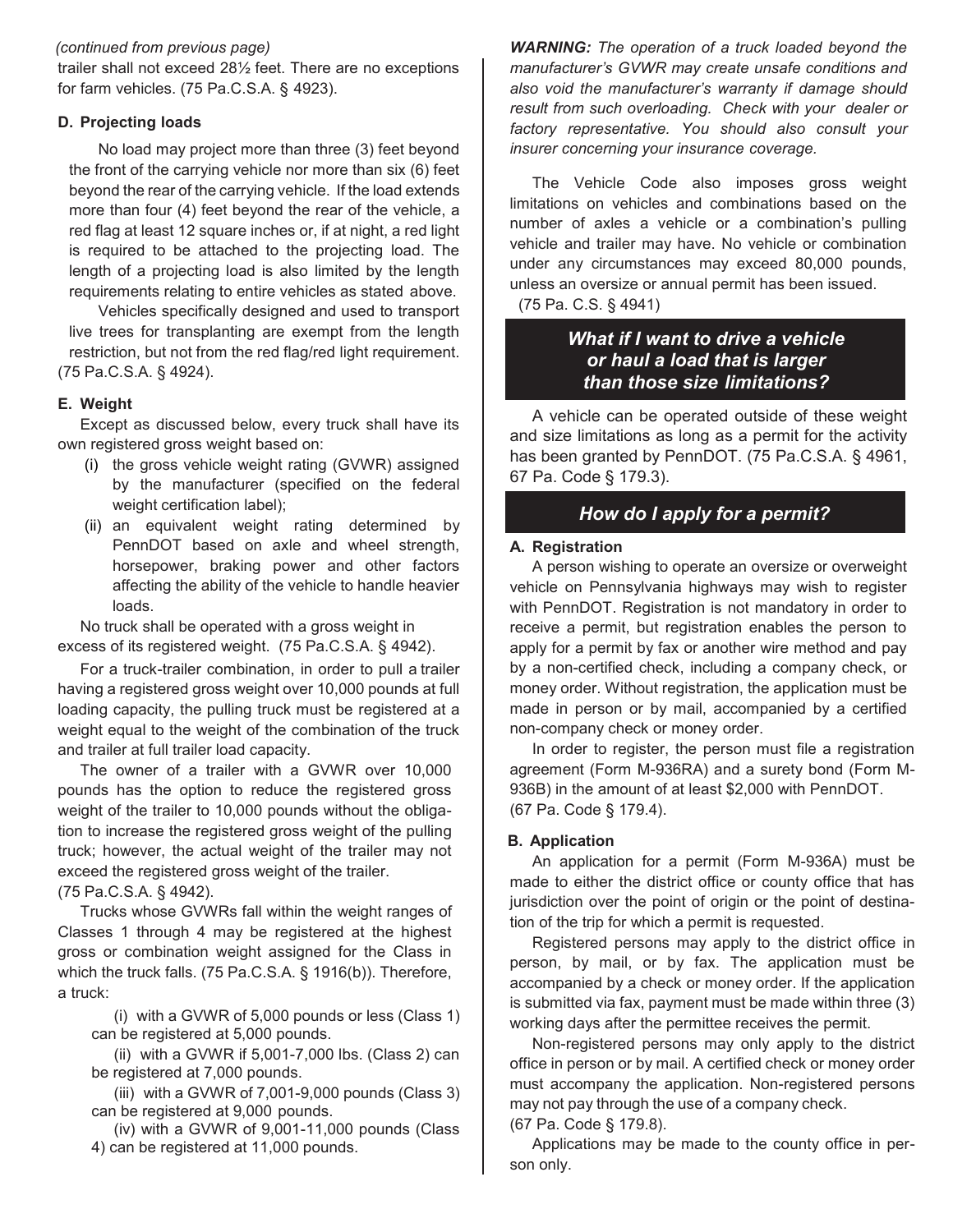*(continued from previous page)*

trailer shall not exceed 28½ feet. There are no exceptions for farm vehicles. (75 Pa.C.S.A. § 4923).

#### D. Projecting loads

No load may project more than three (3) feet beyond the front of the carrying vehicle nor more than six (6) feet beyond the rear of the carrying vehicle. If the load extends more than four (4) feet beyond the rear of the vehicle, a red flag at least 12 square inches or, if at night, a red light is required to be attached to the projecting load. The length of a projecting load is also limited by the length requirements relating to entire vehicles as stated above.

Vehicles specifically designed and used to transport live trees for transplanting are exempt from the length restriction, but not from the red flag/red light requirement. (75 Pa.C.S.A. § 4924).

#### E. Weight

Except as discussed below, every truck shall have its own registered gross weight based on:

(i) the gross vehicle weight rating (GVWR) assigned by the manufacturer (specified on the federal weight certification label);

(ii) an equivalent weight rating determined by PennDOT based on axle and wheel strength, horsepower, braking power and other factors affecting the ability of the vehicle to handle heavier loads.

No truck shall be operated with a gross weight in excess of its registered weight. (75 Pa.C.S.A. § 4942).

For a truck-trailer combination, in order to pull a trailer having a registered gross weight over 10,000 pounds at full loading capacity, the pulling truck must be registered at a weight equal to the weight of the combination of the truck and trailer at full trailer load capacity.

The owner of a trailer with a GVWR over 10,000 pounds has the option to reduce the registered gross weight of the trailer to 10,000 pounds without the obligation to increase the registered gross weight of the pulling truck; however, the actual weight of the trailer may not exceed the registered gross weight of the trailer. (75 Pa.C.S.A. § 4942).

Trucks whose GVWRs fall within the weight ranges of Classes 1 through 4 may be registered at the highest gross or combination weight assigned for the Class in which the truck falls. (75 Pa.C.S.A. § 1916(b)). Therefore, a truck:

(i) with a GVWR of 5,000 pounds or less (Class 1) can be registered at 5,000 pounds.

(ii) with a GVWR if 5,001-7,000 lbs. (Class 2) can be registered at 7,000 pounds.

(iii) with a GVWR of 7,001-9,000 pounds (Class 3) can be registered at 9,000 pounds.

(iv) with a GVWR of 9,001-11,000 pounds (Class 4) can be registered at 11,000 pounds.

***WARNING:** The operation of a truck loaded beyond the manufacturer's GVWR may create unsafe conditions and also void the manufacturer's warranty if damage should result from such overloading. Check with your dealer or factory representative. You should also consult your insurer concerning your insurance coverage.*

The Vehicle Code also imposes gross weight limitations on vehicles and combinations based on the number of axles a vehicle or a combination's pulling vehicle and trailer may have. No vehicle or combination under any circumstances may exceed 80,000 pounds, unless an oversize or annual permit has been issued. (75 Pa. C.S. § 4941)

## *What if I want to drive a vehicle or haul a load that is larger than those size limitations?*

A vehicle can be operated outside of these weight and size limitations as long as a permit for the activity has been granted by PennDOT. (75 Pa.C.S.A. § 4961, 67 Pa. Code § 179.3).

## *How do I apply for a permit?*

#### A. Registration

A person wishing to operate an oversize or overweight vehicle on Pennsylvania highways may wish to register with PennDOT. Registration is not mandatory in order to receive a permit, but registration enables the person to apply for a permit by fax or another wire method and pay by a non-certified check, including a company check, or money order. Without registration, the application must be made in person or by mail, accompanied by a certified non-company check or money order.

In order to register, the person must file a registration agreement (Form M-936RA) and a surety bond (Form M-936B) in the amount of at least $2,000 with PennDOT. (67 Pa. Code § 179.4).

#### B. Application

An application for a permit (Form M-936A) must be made to either the district office or county office that has jurisdiction over the point of origin or the point of destination of the trip for which a permit is requested.

Registered persons may apply to the district office in person, by mail, or by fax. The application must be accompanied by a check or money order. If the application is submitted via fax, payment must be made within three (3) working days after the permittee receives the permit.

Non-registered persons may only apply to the district office in person or by mail. A certified check or money order must accompany the application. Non-registered persons may not pay through the use of a company check. (67 Pa. Code § 179.8).

Applications may be made to the county office in person only.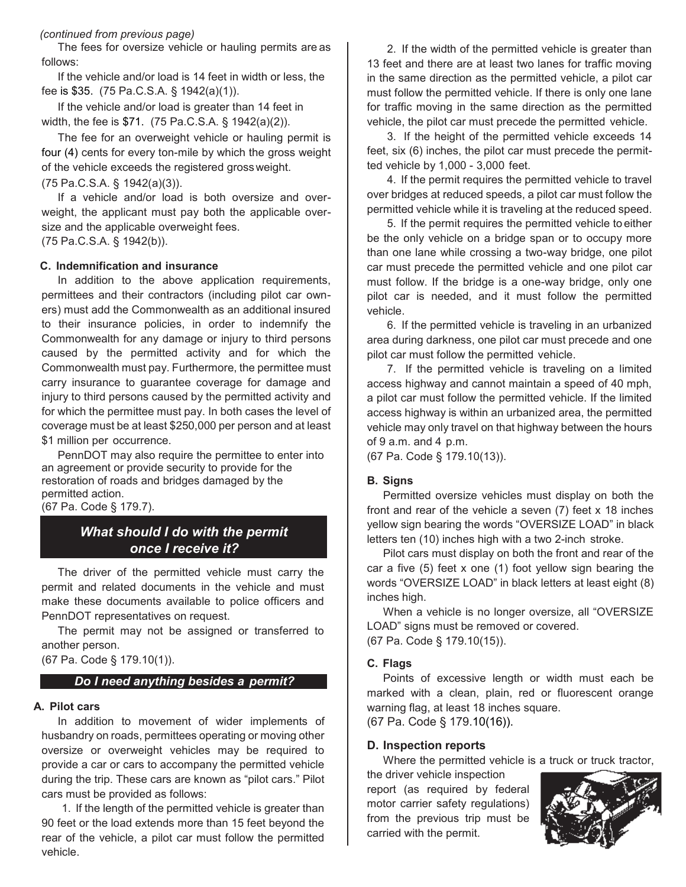*(continued from previous page)*

The fees for oversize vehicle or hauling permits are as follows:

If the vehicle and/or load is 14 feet in width or less, the fee is $35. (75 Pa.C.S.A. § 1942(a)(1)).

If the vehicle and/or load is greater than 14 feet in width, the fee is $71. (75 Pa.C.S.A. § 1942(a)(2)).

The fee for an overweight vehicle or hauling permit is four (4) cents for every ton-mile by which the gross weight of the vehicle exceeds the registered gross weight. (75 Pa.C.S.A. § 1942(a)(3)).

If a vehicle and/or load is both oversize and overweight, the applicant must pay both the applicable oversize and the applicable overweight fees. (75 Pa.C.S.A. § 1942(b)).

### C. Indemnification and insurance

In addition to the above application requirements, permittees and their contractors (including pilot car owners) must add the Commonwealth as an additional insured to their insurance policies, in order to indemnify the Commonwealth for any damage or injury to third persons caused by the permitted activity and for which the Commonwealth must pay. Furthermore, the permittee must carry insurance to guarantee coverage for damage and injury to third persons caused by the permitted activity and for which the permittee must pay. In both cases the level of coverage must be at least $250,000 per person and at least $1 million per occurrence.

PennDOT may also require the permittee to enter into an agreement or provide security to provide for the restoration of roads and bridges damaged by the permitted action. (67 Pa. Code § 179.7).

## *What should I do with the permit once I receive it?*

The driver of the permitted vehicle must carry the permit and related documents in the vehicle and must make these documents available to police officers and PennDOT representatives on request.

The permit may not be assigned or transferred to another person. (67 Pa. Code § 179.10(1)).

## *Do I need anything besides a permit?*

### A. Pilot cars

In addition to movement of wider implements of husbandry on roads, permittees operating or moving other oversize or overweight vehicles may be required to provide a car or cars to accompany the permitted vehicle during the trip. These cars are known as "pilot cars." Pilot cars must be provided as follows:

1. If the length of the permitted vehicle is greater than 90 feet or the load extends more than 15 feet beyond the rear of the vehicle, a pilot car must follow the permitted vehicle.
2. If the width of the permitted vehicle is greater than 13 feet and there are at least two lanes for traffic moving in the same direction as the permitted vehicle, a pilot car must follow the permitted vehicle. If there is only one lane for traffic moving in the same direction as the permitted vehicle, the pilot car must precede the permitted vehicle.
3. If the height of the permitted vehicle exceeds 14 feet, six (6) inches, the pilot car must precede the permitted vehicle by 1,000 - 3,000 feet.
4. If the permit requires the permitted vehicle to travel over bridges at reduced speeds, a pilot car must follow the permitted vehicle while it is traveling at the reduced speed.
5. If the permit requires the permitted vehicle to either be the only vehicle on a bridge span or to occupy more than one lane while crossing a two-way bridge, one pilot car must precede the permitted vehicle and one pilot car must follow. If the bridge is a one-way bridge, only one pilot car is needed, and it must follow the permitted vehicle.
6. If the permitted vehicle is traveling in an urbanized area during darkness, one pilot car must precede and one pilot car must follow the permitted vehicle.
7. If the permitted vehicle is traveling on a limited access highway and cannot maintain a speed of 40 mph, a pilot car must follow the permitted vehicle. If the limited access highway is within an urbanized area, the permitted vehicle may only travel on that highway between the hours of 9 a.m. and 4 p.m.

(67 Pa. Code § 179.10(13)).

### B. Signs

Permitted oversize vehicles must display on both the front and rear of the vehicle a seven (7) feet x 18 inches yellow sign bearing the words "OVERSIZE LOAD" in black letters ten (10) inches high with a two 2-inch stroke.

Pilot cars must display on both the front and rear of the car a five (5) feet x one (1) foot yellow sign bearing the words "OVERSIZE LOAD" in black letters at least eight (8) inches high.

When a vehicle is no longer oversize, all "OVERSIZE LOAD" signs must be removed or covered. (67 Pa. Code § 179.10(15)).

### C. Flags

Points of excessive length or width must each be marked with a clean, plain, red or fluorescent orange warning flag, at least 18 inches square. (67 Pa. Code § 179.10(16)).

### D. Inspection reports

Where the permitted vehicle is a truck or truck tractor, the driver vehicle inspection report (as required by federal motor carrier safety regulations) from the previous trip must be carried with the permit.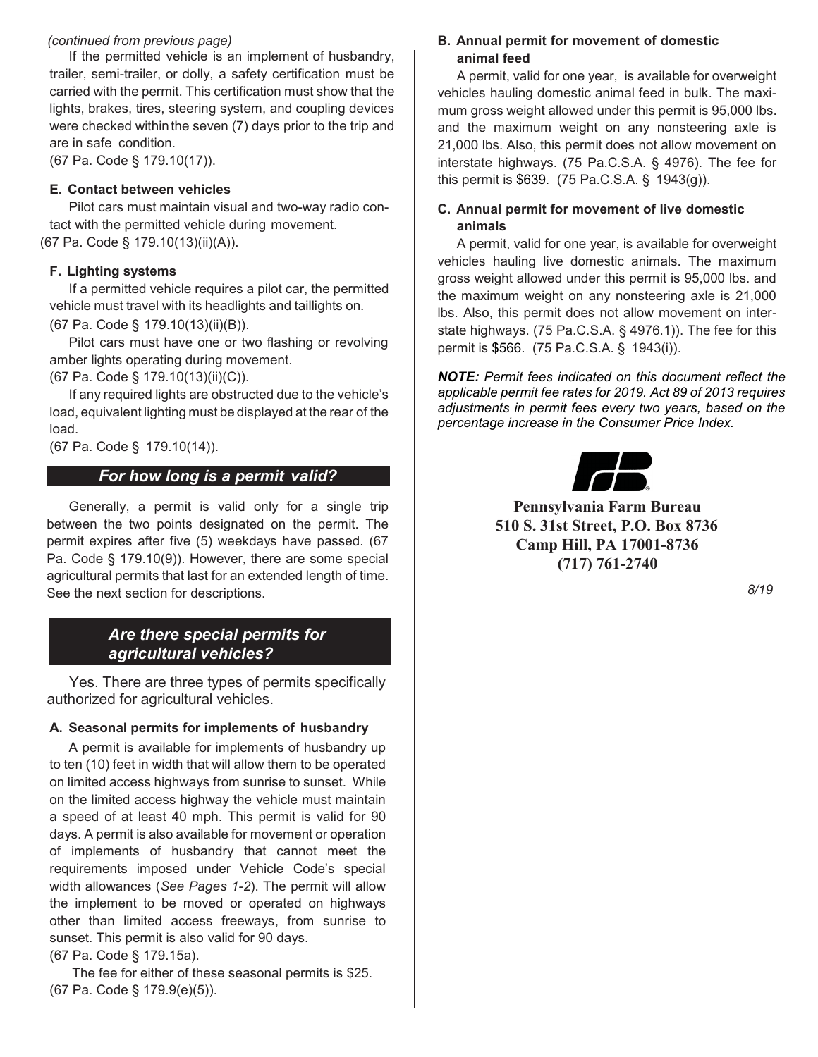*(continued from previous page)*

If the permitted vehicle is an implement of husbandry, trailer, semi-trailer, or dolly, a safety certification must be carried with the permit. This certification must show that the lights, brakes, tires, steering system, and coupling devices were checked within the seven (7) days prior to the trip and are in safe condition.
(67 Pa. Code § 179.10(17)).

#### E. Contact between vehicles

Pilot cars must maintain visual and two-way radio contact with the permitted vehicle during movement.
(67 Pa. Code § 179.10(13)(ii)(A)).

#### F. Lighting systems

If a permitted vehicle requires a pilot car, the permitted vehicle must travel with its headlights and taillights on.
(67 Pa. Code § 179.10(13)(ii)(B)).

Pilot cars must have one or two flashing or revolving amber lights operating during movement.
(67 Pa. Code § 179.10(13)(ii)(C)).

If any required lights are obstructed due to the vehicle's load, equivalent lighting must be displayed at the rear of the load.
(67 Pa. Code § 179.10(14)).

## *For how long is a permit valid?*

Generally, a permit is valid only for a single trip between the two points designated on the permit. The permit expires after five (5) weekdays have passed. (67 Pa. Code § 179.10(9)). However, there are some special agricultural permits that last for an extended length of time. See the next section for descriptions.

## *Are there special permits for agricultural vehicles?*

Yes. There are three types of permits specifically authorized for agricultural vehicles.

#### A. Seasonal permits for implements of husbandry

A permit is available for implements of husbandry up to ten (10) feet in width that will allow them to be operated on limited access highways from sunrise to sunset. While on the limited access highway the vehicle must maintain a speed of at least 40 mph. This permit is valid for 90 days. A permit is also available for movement or operation of implements of husbandry that cannot meet the requirements imposed under Vehicle Code's special width allowances (*See Pages 1-2*). The permit will allow the implement to be moved or operated on highways other than limited access freeways, from sunrise to sunset. This permit is also valid for 90 days.
(67 Pa. Code § 179.15a).

The fee for either of these seasonal permits is $25.
(67 Pa. Code § 179.9(e)(5)).

#### B. Annual permit for movement of domestic animal feed

A permit, valid for one year, is available for overweight vehicles hauling domestic animal feed in bulk. The maximum gross weight allowed under this permit is 95,000 lbs. and the maximum weight on any nonsteering axle is 21,000 lbs. Also, this permit does not allow movement on interstate highways. (75 Pa.C.S.A. § 4976). The fee for this permit is $639. (75 Pa.C.S.A. § 1943(g)).

#### C. Annual permit for movement of live domestic animals

A permit, valid for one year, is available for overweight vehicles hauling live domestic animals. The maximum gross weight allowed under this permit is 95,000 lbs. and the maximum weight on any nonsteering axle is 21,000 lbs. Also, this permit does not allow movement on interstate highways. (75 Pa.C.S.A. § 4976.1)). The fee for this permit is $566. (75 Pa.C.S.A. § 1943(i)).

***NOTE:*** *Permit fees indicated on this document reflect the applicable permit fee rates for 2019. Act 89 of 2013 requires adjustments in permit fees every two years, based on the percentage increase in the Consumer Price Index.*

**Pennsylvania Farm Bureau**
**510 S. 31st Street, P.O. Box 8736**
**Camp Hill, PA 17001-8736**
**(717) 761-2740**

*8/19*